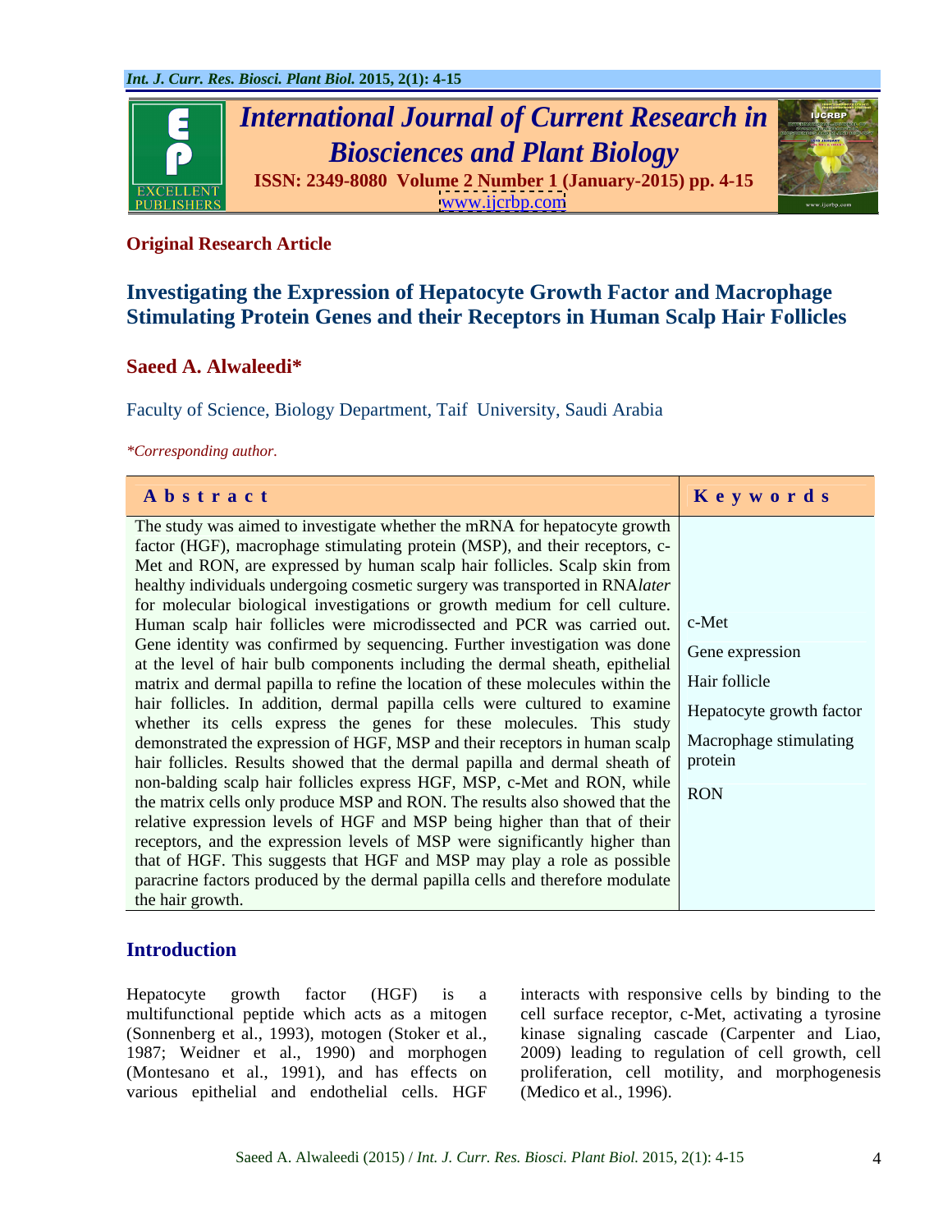**Original Research Article**

# Investigating the Expression of Hepatocyte Growth Factor and Macrophage Stimulating Protein Genes and their Receptors in Human Scalp Hair Follicles

**Saeed A. Alwaleedi***

Faculty of Science, Biology Department, Taif University, Saudi Arabia

*\*Corresponding author.*

| Abstract | Keywords |
|---|---|
| The study was aimed to investigate whether the mRNA for hepatocyte growth factor (HGF), macrophage stimulating protein (MSP), and their receptors, c-Met and RON, are expressed by human scalp hair follicles. Scalp skin from healthy individuals undergoing cosmetic surgery was transported in RNA*later* for molecular biological investigations or growth medium for cell culture. Human scalp hair follicles were microdissected and PCR was carried out. Gene identity was confirmed by sequencing. Further investigation was done at the level of hair bulb components including the dermal sheath, epithelial matrix and dermal papilla to refine the location of these molecules within the hair follicles. In addition, dermal papilla cells were cultured to examine whether its cells express the genes for these molecules. This study demonstrated the expression of HGF, MSP and their receptors in human scalp hair follicles. Results showed that the dermal papilla and dermal sheath of non-balding scalp hair follicles express HGF, MSP, c-Met and RON, while the matrix cells only produce MSP and RON. The results also showed that the relative expression levels of HGF and MSP being higher than that of their receptors, and the expression levels of MSP were significantly higher than that of HGF. This suggests that HGF and MSP may play a role as possible paracrine factors produced by the dermal papilla cells and therefore modulate the hair growth. | c-Met<br>Gene expression<br>Hair follicle<br>Hepatocyte growth factor<br>Macrophage stimulating protein<br>RON |

## Introduction

Hepatocyte growth factor (HGF) is a multifunctional peptide which acts as a mitogen (Sonnenberg et al., 1993), motogen (Stoker et al., 1987; Weidner et al., 1990) and morphogen (Montesano et al., 1991), and has effects on various epithelial and endothelial cells. HGF interacts with responsive cells by binding to the cell surface receptor, c-Met, activating a tyrosine kinase signaling cascade (Carpenter and Liao, 2009) leading to regulation of cell growth, cell proliferation, cell motility, and morphogenesis (Medico et al., 1996).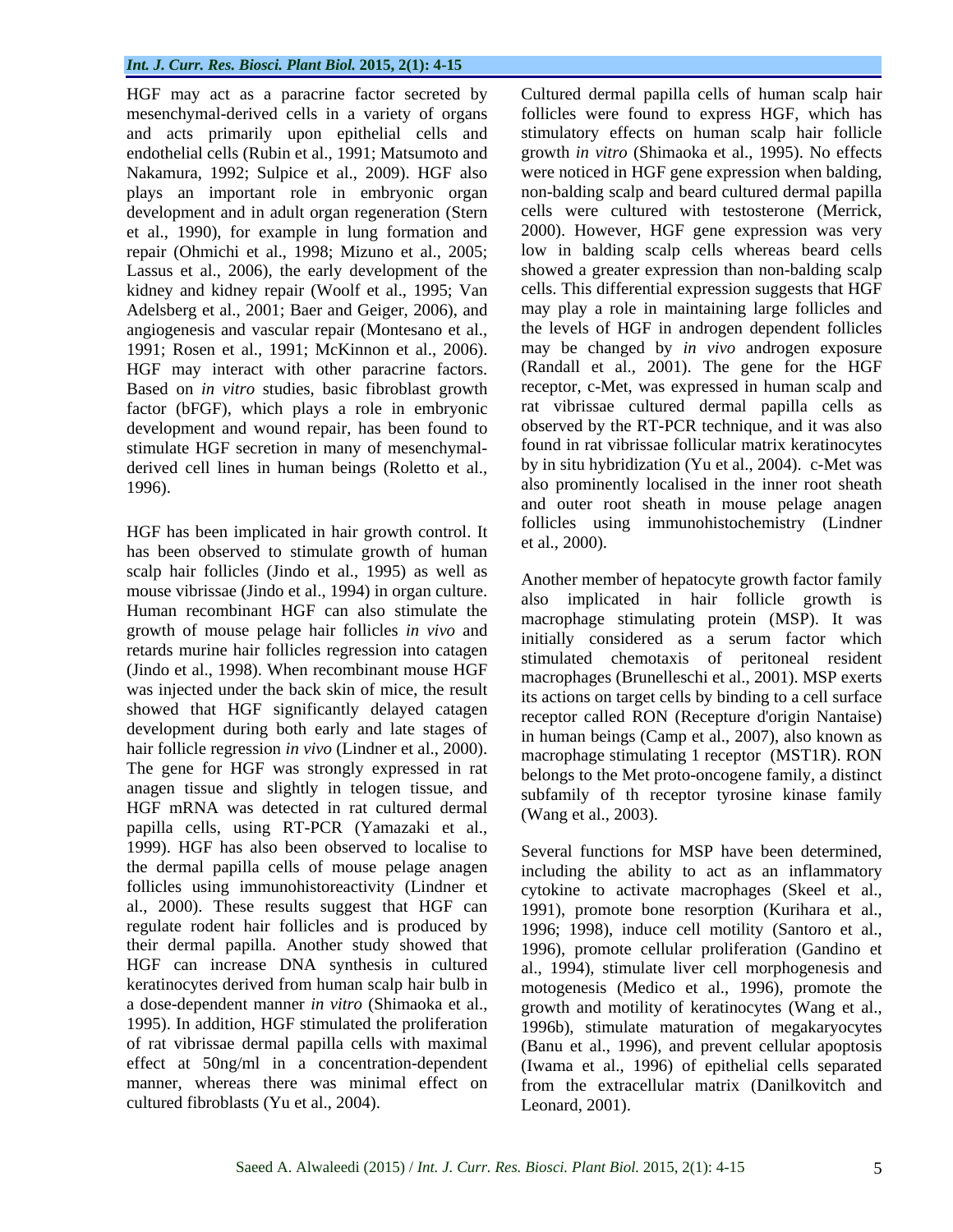HGF may act as a paracrine factor secreted by mesenchymal-derived cells in a variety of organs and acts primarily upon epithelial cells and endothelial cells (Rubin et al., 1991; Matsumoto and Nakamura, 1992; Sulpice et al., 2009). HGF also plays an important role in embryonic organ development and in adult organ regeneration (Stern et al., 1990), for example in lung formation and repair (Ohmichi et al., 1998; Mizuno et al., 2005; Lassus et al., 2006), the early development of the kidney and kidney repair (Woolf et al., 1995; Van Adelsberg et al., 2001; Baer and Geiger, 2006), and angiogenesis and vascular repair (Montesano et al., 1991; Rosen et al., 1991; McKinnon et al., 2006). HGF may interact with other paracrine factors. Based on *in vitro* studies, basic fibroblast growth factor (bFGF), which plays a role in embryonic development and wound repair, has been found to stimulate HGF secretion in many of mesenchymal-derived cell lines in human beings (Roletto et al., 1996).

HGF has been implicated in hair growth control. It has been observed to stimulate growth of human scalp hair follicles (Jindo et al., 1995) as well as mouse vibrissae (Jindo et al., 1994) in organ culture. Human recombinant HGF can also stimulate the growth of mouse pelage hair follicles *in vivo* and retards murine hair follicles regression into catagen (Jindo et al., 1998). When recombinant mouse HGF was injected under the back skin of mice, the result showed that HGF significantly delayed catagen development during both early and late stages of hair follicle regression *in vivo* (Lindner et al., 2000). The gene for HGF was strongly expressed in rat anagen tissue and slightly in telogen tissue, and HGF mRNA was detected in rat cultured dermal papilla cells, using RT-PCR (Yamazaki et al., 1999). HGF has also been observed to localise to the dermal papilla cells of mouse pelage anagen follicles using immunohistoreactivity (Lindner et al., 2000). These results suggest that HGF can regulate rodent hair follicles and is produced by their dermal papilla. Another study showed that HGF can increase DNA synthesis in cultured keratinocytes derived from human scalp hair bulb in a dose-dependent manner *in vitro* (Shimaoka et al., 1995). In addition, HGF stimulated the proliferation of rat vibrissae dermal papilla cells with maximal effect at 50ng/ml in a concentration-dependent manner, whereas there was minimal effect on cultured fibroblasts (Yu et al., 2004).

Cultured dermal papilla cells of human scalp hair follicles were found to express HGF, which has stimulatory effects on human scalp hair follicle growth *in vitro* (Shimaoka et al., 1995). No effects were noticed in HGF gene expression when balding, non-balding scalp and beard cultured dermal papilla cells were cultured with testosterone (Merrick, 2000). However, HGF gene expression was very low in balding scalp cells whereas beard cells showed a greater expression than non-balding scalp cells. This differential expression suggests that HGF may play a role in maintaining large follicles and the levels of HGF in androgen dependent follicles may be changed by *in vivo* androgen exposure (Randall et al., 2001). The gene for the HGF receptor, c-Met, was expressed in human scalp and rat vibrissae cultured dermal papilla cells as observed by the RT-PCR technique, and it was also found in rat vibrissae follicular matrix keratinocytes by in situ hybridization (Yu et al., 2004). c-Met was also prominently localised in the inner root sheath and outer root sheath in mouse pelage anagen follicles using immunohistochemistry (Lindner et al., 2000).

Another member of hepatocyte growth factor family also implicated in hair follicle growth is macrophage stimulating protein (MSP). It was initially considered as a serum factor which stimulated chemotaxis of peritoneal resident macrophages (Brunelleschi et al., 2001). MSP exerts its actions on target cells by binding to a cell surface receptor called RON (Recepture d'origin Nantaise) in human beings (Camp et al., 2007), also known as macrophage stimulating 1 receptor (MST1R). RON belongs to the Met proto-oncogene family, a distinct subfamily of th receptor tyrosine kinase family (Wang et al., 2003).

Several functions for MSP have been determined, including the ability to act as an inflammatory cytokine to activate macrophages (Skeel et al., 1991), promote bone resorption (Kurihara et al., 1996; 1998), induce cell motility (Santoro et al., 1996), promote cellular proliferation (Gandino et al., 1994), stimulate liver cell morphogenesis and motogenesis (Medico et al., 1996), promote the growth and motility of keratinocytes (Wang et al., 1996b), stimulate maturation of megakaryocytes (Banu et al., 1996), and prevent cellular apoptosis (Iwama et al., 1996) of epithelial cells separated from the extracellular matrix (Danilkovitch and Leonard, 2001).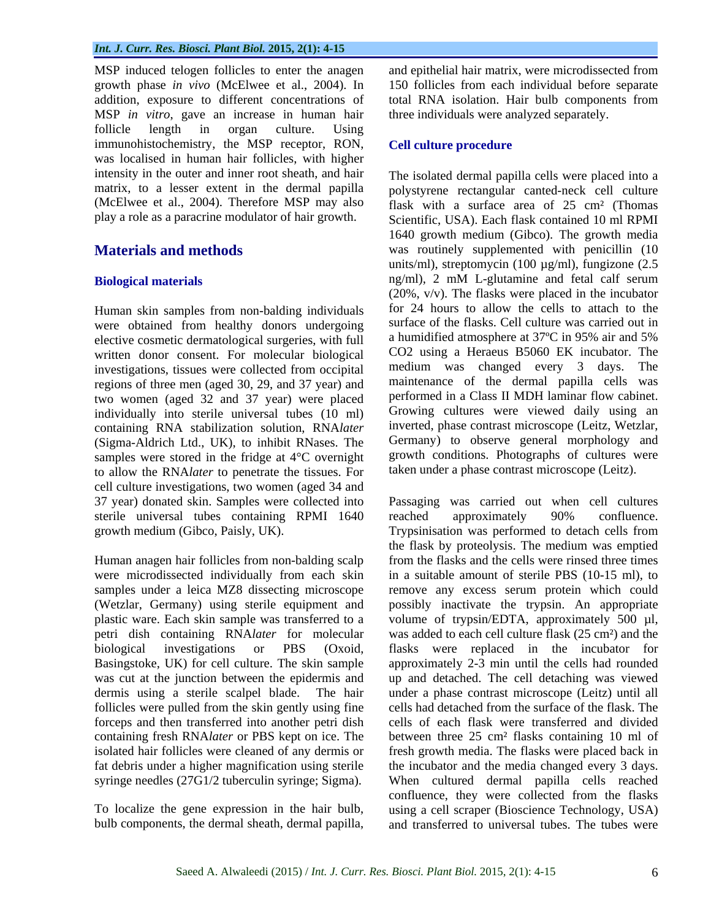MSP induced telogen follicles to enter the anagen growth phase *in vivo* (McElwee et al., 2004). In addition, exposure to different concentrations of MSP *in vitro*, gave an increase in human hair follicle length in organ culture. Using immunohistochemistry, the MSP receptor, RON, was localised in human hair follicles, with higher intensity in the outer and inner root sheath, and hair matrix, to a lesser extent in the dermal papilla (McElwee et al., 2004). Therefore MSP may also play a role as a paracrine modulator of hair growth.

## Materials and methods

### Biological materials

Human skin samples from non-balding individuals were obtained from healthy donors undergoing elective cosmetic dermatological surgeries, with full written donor consent. For molecular biological investigations, tissues were collected from occipital regions of three men (aged 30, 29, and 37 year) and two women (aged 32 and 37 year) were placed individually into sterile universal tubes (10 ml) containing RNA stabilization solution, RNA*later* (Sigma-Aldrich Ltd., UK), to inhibit RNases. The samples were stored in the fridge at 4°C overnight to allow the RNA*later* to penetrate the tissues. For cell culture investigations, two women (aged 34 and 37 year) donated skin. Samples were collected into sterile universal tubes containing RPMI 1640 growth medium (Gibco, Paisly, UK).

Human anagen hair follicles from non-balding scalp were microdissected individually from each skin samples under a leica MZ8 dissecting microscope (Wetzlar, Germany) using sterile equipment and plastic ware. Each skin sample was transferred to a petri dish containing RNA*later* for molecular biological investigations or PBS (Oxoid, Basingstoke, UK) for cell culture. The skin sample was cut at the junction between the epidermis and dermis using a sterile scalpel blade. The hair follicles were pulled from the skin gently using fine forceps and then transferred into another petri dish containing fresh RNA*later* or PBS kept on ice. The isolated hair follicles were cleaned of any dermis or fat debris under a higher magnification using sterile syringe needles (27G1/2 tuberculin syringe; Sigma).

To localize the gene expression in the hair bulb, bulb components, the dermal sheath, dermal papilla, and epithelial hair matrix, were microdissected from 150 follicles from each individual before separate total RNA isolation. Hair bulb components from three individuals were analyzed separately.

### Cell culture procedure

The isolated dermal papilla cells were placed into a polystyrene rectangular canted-neck cell culture flask with a surface area of 25 cm² (Thomas Scientific, USA). Each flask contained 10 ml RPMI 1640 growth medium (Gibco). The growth media was routinely supplemented with penicillin (10 units/ml), streptomycin (100 µg/ml), fungizone (2.5 ng/ml), 2 mM L-glutamine and fetal calf serum (20%, v/v). The flasks were placed in the incubator for 24 hours to allow the cells to attach to the surface of the flasks. Cell culture was carried out in a humidified atmosphere at 37ºC in 95% air and 5% $CO_2$ using a Heraeus B5060 EK incubator. The medium was changed every 3 days. The maintenance of the dermal papilla cells was performed in a Class II MDH laminar flow cabinet. Growing cultures were viewed daily using an inverted, phase contrast microscope (Leitz, Wetzlar, Germany) to observe general morphology and growth conditions. Photographs of cultures were taken under a phase contrast microscope (Leitz).

Passaging was carried out when cell cultures reached approximately 90% confluence. Trypsinisation was performed to detach cells from the flask by proteolysis. The medium was emptied from the flasks and the cells were rinsed three times in a suitable amount of sterile PBS (10-15 ml), to remove any excess serum protein which could possibly inactivate the trypsin. An appropriate volume of trypsin/EDTA, approximately 500 µl, was added to each cell culture flask (25 cm²) and the flasks were replaced in the incubator for approximately 2-3 min until the cells had rounded up and detached. The cell detaching was viewed under a phase contrast microscope (Leitz) until all cells had detached from the surface of the flask. The cells of each flask were transferred and divided between three 25 cm² flasks containing 10 ml of fresh growth media. The flasks were placed back in the incubator and the media changed every 3 days. When cultured dermal papilla cells reached confluence, they were collected from the flasks using a cell scraper (Bioscience Technology, USA) and transferred to universal tubes. The tubes were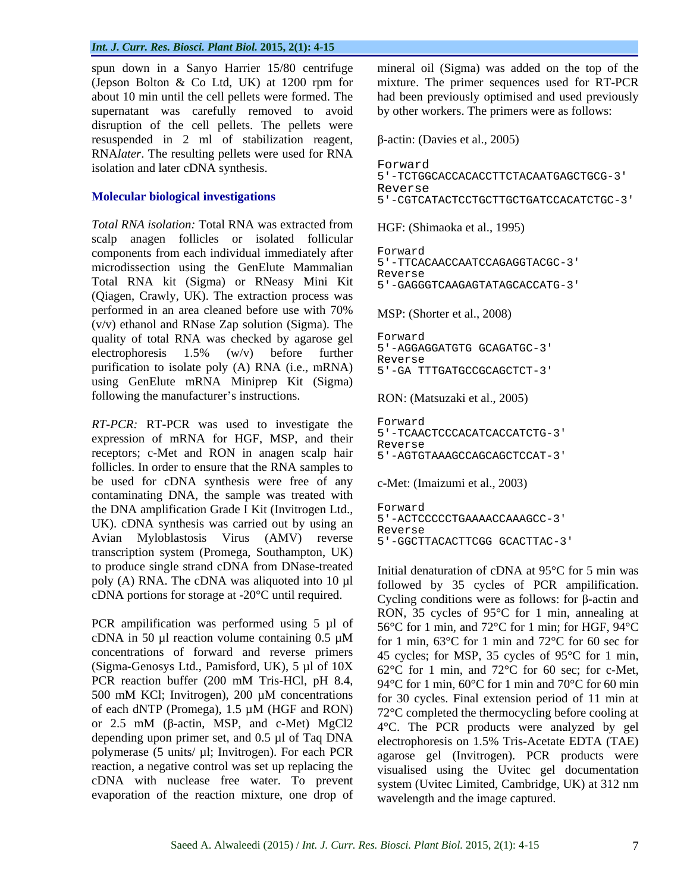spun down in a Sanyo Harrier 15/80 centrifuge (Jepson Bolton & Co Ltd, UK) at 1200 rpm for about 10 min until the cell pellets were formed. The supernatant was carefully removed to avoid disruption of the cell pellets. The pellets were resuspended in 2 ml of stabilization reagent, RNA*later*. The resulting pellets were used for RNA isolation and later cDNA synthesis.

## Molecular biological investigations

*Total RNA isolation:* Total RNA was extracted from scalp anagen follicles or isolated follicular components from each individual immediately after microdissection using the GenElute Mammalian Total RNA kit (Sigma) or RNeasy Mini Kit (Qiagen, Crawly, UK). The extraction process was performed in an area cleaned before use with 70% (v/v) ethanol and RNase Zap solution (Sigma). The quality of total RNA was checked by agarose gel electrophoresis 1.5% (w/v) before further purification to isolate poly (A) RNA (i.e., mRNA) using GenElute mRNA Miniprep Kit (Sigma) following the manufacturer's instructions.

*RT-PCR:* RT-PCR was used to investigate the expression of mRNA for HGF, MSP, and their receptors; c-Met and RON in anagen scalp hair follicles. In order to ensure that the RNA samples to be used for cDNA synthesis were free of any contaminating DNA, the sample was treated with the DNA amplification Grade I Kit (Invitrogen Ltd., UK). cDNA synthesis was carried out by using an Avian Myloblastosis Virus (AMV) reverse transcription system (Promega, Southampton, UK) to produce single strand cDNA from DNase-treated poly (A) RNA. The cDNA was aliquoted into 10 µl cDNA portions for storage at -20°C until required.

PCR ampilification was performed using 5 µl of cDNA in 50 µl reaction volume containing 0.5 µM concentrations of forward and reverse primers (Sigma-Genosys Ltd., Pamisford, UK), 5 µl of 10X PCR reaction buffer (200 mM Tris-HCl, pH 8.4, 500 mM KCl; Invitrogen), 200 µM concentrations of each dNTP (Promega), 1.5 µM (HGF and RON) or 2.5 mM (β-actin, MSP, and c-Met) MgCl2 depending upon primer set, and 0.5 µl of Taq DNA polymerase (5 units/ µl; Invitrogen). For each PCR reaction, a negative control was set up replacing the cDNA with nuclease free water. To prevent evaporation of the reaction mixture, one drop of mineral oil (Sigma) was added on the top of the mixture. The primer sequences used for RT-PCR had been previously optimised and used previously by other workers. The primers were as follows:

β-actin: (Davies et al., 2005)

```
Forward
5'-TCTGGCACCACACCTTCTACAATGAGCTGCG-3'
Reverse
5'-CGTCATACTCCTGCTTGCTGATCCACATCTGC-3'
```

HGF: (Shimaoka et al., 1995)

```
Forward
5'-TTCACAACCAATCCAGAGGTACGC-3'
Reverse
5'-GAGGGTCAAGAGTATAGCACCATG-3'
```

MSP: (Shorter et al., 2008)

```
Forward
5'-AGGAGGATGTG GCAGATGC-3'
Reverse
5'-GA TTTGATGCCGCAGCTCT-3'
```

RON: (Matsuzaki et al., 2005)

```
Forward
5'-TCAACTCCCACATCACCATCTG-3'
Reverse
5'-AGTGTAAAGCCAGCAGCTCCAT-3'
```

c-Met: (Imaizumi et al., 2003)

```
Forward
5'-ACTCCCCCTGAAAACCAAAGCC-3'
Reverse
5'-GGCTTACACTTCGG GCACTTAC-3'
```

Initial denaturation of cDNA at 95°C for 5 min was followed by 35 cycles of PCR ampilification. Cycling conditions were as follows: for β-actin and RON, 35 cycles of 95°C for 1 min, annealing at 56°C for 1 min, and 72°C for 1 min; for HGF, 94°C for 1 min, 63°C for 1 min and 72°C for 60 sec for 45 cycles; for MSP, 35 cycles of 95°C for 1 min, 62°C for 1 min, and 72°C for 60 sec; for c-Met, 94°C for 1 min, 60°C for 1 min and 70°C for 60 min for 30 cycles. Final extension period of 11 min at 72°C completed the thermocycling before cooling at 4°C. The PCR products were analyzed by gel electrophoresis on 1.5% Tris-Acetate EDTA (TAE) agarose gel (Invitrogen). PCR products were visualised using the Uvitec gel documentation system (Uvitec Limited, Cambridge, UK) at 312 nm wavelength and the image captured.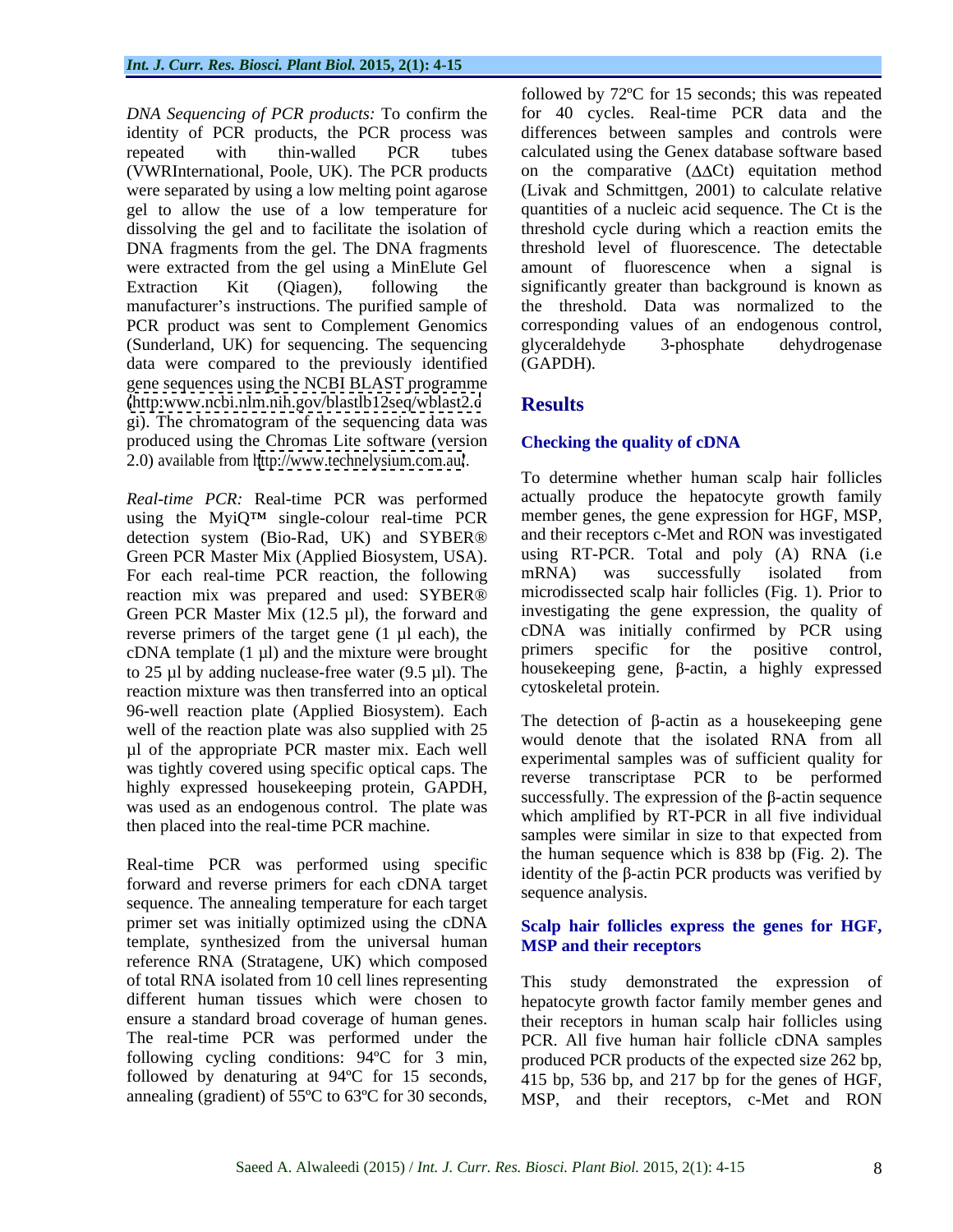*DNA Sequencing of PCR products:* To confirm the identity of PCR products, the PCR process was repeated with thin-walled PCR tubes (VWRInternational, Poole, UK). The PCR products were separated by using a low melting point agarose gel to allow the use of a low temperature for dissolving the gel and to facilitate the isolation of DNA fragments from the gel. The DNA fragments were extracted from the gel using a MinElute Gel Extraction Kit (Qiagen), following the manufacturer's instructions. The purified sample of PCR product was sent to Complement Genomics (Sunderland, UK) for sequencing. The sequencing data were compared to the previously identified gene sequences using the NCBI BLAST programme (http:www.ncbi.nlm.nih.gov/blastlb12seq/wblast2.cgi). The chromatogram of the sequencing data was produced using the Chromas Lite software (version 2.0) available from http://www.technelysium.com.au/.

*Real-time PCR:* Real-time PCR was performed using the MyiQ™ single-colour real-time PCR detection system (Bio-Rad, UK) and SYBER® Green PCR Master Mix (Applied Biosystem, USA). For each real-time PCR reaction, the following reaction mix was prepared and used: SYBER® Green PCR Master Mix (12.5 µl), the forward and reverse primers of the target gene (1 µl each), the cDNA template (1 µl) and the mixture were brought to 25 µl by adding nuclease-free water (9.5 µl). The reaction mixture was then transferred into an optical 96-well reaction plate (Applied Biosystem). Each well of the reaction plate was also supplied with 25 µl of the appropriate PCR master mix. Each well was tightly covered using specific optical caps. The highly expressed housekeeping protein, GAPDH, was used as an endogenous control. The plate was then placed into the real-time PCR machine.

Real-time PCR was performed using specific forward and reverse primers for each cDNA target sequence. The annealing temperature for each target primer set was initially optimized using the cDNA template, synthesized from the universal human reference RNA (Stratagene, UK) which composed of total RNA isolated from 10 cell lines representing different human tissues which were chosen to ensure a standard broad coverage of human genes. The real-time PCR was performed under the following cycling conditions: 94ºC for 3 min, followed by denaturing at 94ºC for 15 seconds, annealing (gradient) of 55ºC to 63ºC for 30 seconds, followed by 72ºC for 15 seconds; this was repeated for 40 cycles. Real-time PCR data and the differences between samples and controls were calculated using the Genex database software based on the comparative ($\Delta\Delta$Ct) equitation method (Livak and Schmittgen, 2001) to calculate relative quantities of a nucleic acid sequence. The Ct is the threshold cycle during which a reaction emits the threshold level of fluorescence. The detectable amount of fluorescence when a signal is significantly greater than background is known as the threshold. Data was normalized to the corresponding values of an endogenous control, glyceraldehyde 3-phosphate dehydrogenase (GAPDH).

## Results

### Checking the quality of cDNA

To determine whether human scalp hair follicles actually produce the hepatocyte growth family member genes, the gene expression for HGF, MSP, and their receptors c-Met and RON was investigated using RT-PCR. Total and poly (A) RNA (i.e mRNA) was successfully isolated from microdissected scalp hair follicles (Fig. 1). Prior to investigating the gene expression, the quality of cDNA was initially confirmed by PCR using primers specific for the positive control, housekeeping gene, β-actin, a highly expressed cytoskeletal protein.

The detection of β-actin as a housekeeping gene would denote that the isolated RNA from all experimental samples was of sufficient quality for reverse transcriptase PCR to be performed successfully. The expression of the β-actin sequence which amplified by RT-PCR in all five individual samples were similar in size to that expected from the human sequence which is 838 bp (Fig. 2). The identity of the β-actin PCR products was verified by sequence analysis.

### Scalp hair follicles express the genes for HGF, MSP and their receptors

This study demonstrated the expression of hepatocyte growth factor family member genes and their receptors in human scalp hair follicles using PCR. All five human hair follicle cDNA samples produced PCR products of the expected size 262 bp, 415 bp, 536 bp, and 217 bp for the genes of HGF, MSP, and their receptors, c-Met and RON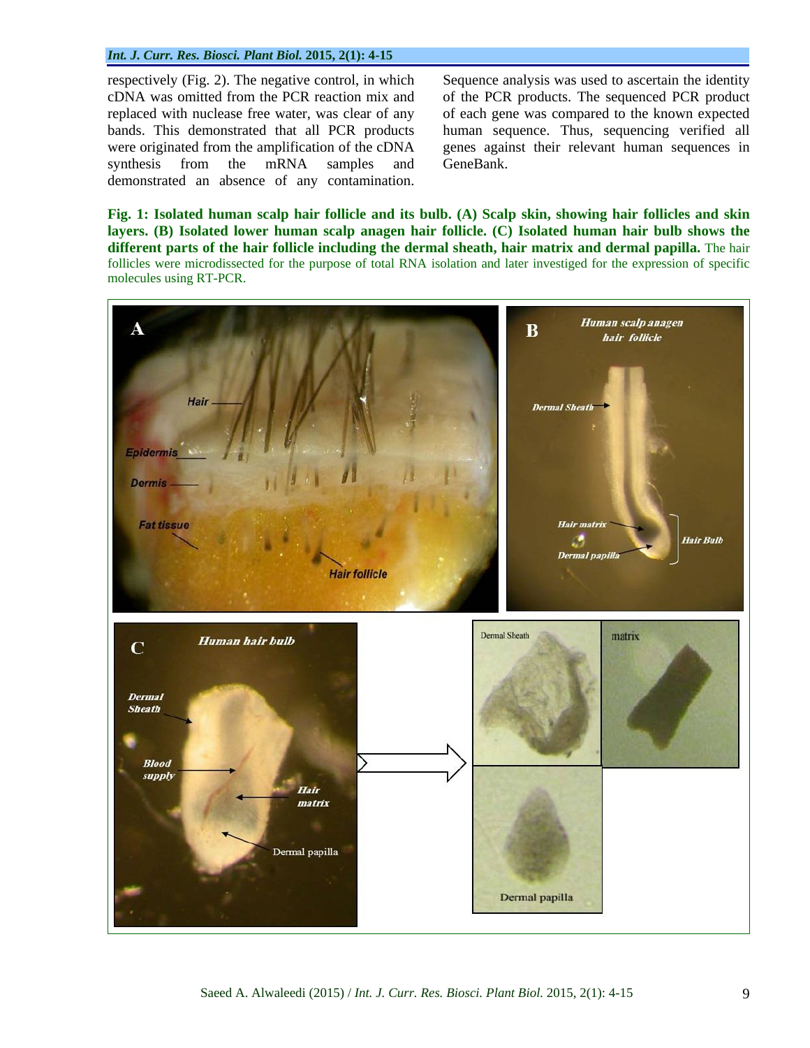respectively (Fig. 2). The negative control, in which cDNA was omitted from the PCR reaction mix and replaced with nuclease free water, was clear of any bands. This demonstrated that all PCR products were originated from the amplification of the cDNA synthesis from the mRNA samples and demonstrated an absence of any contamination.

Sequence analysis was used to ascertain the identity of the PCR products. The sequenced PCR product of each gene was compared to the known expected human sequence. Thus, sequencing verified all genes against their relevant human sequences in GeneBank.

**Fig. 1: Isolated human scalp hair follicle and its bulb. (A) Scalp skin, showing hair follicles and skin layers. (B) Isolated lower human scalp anagen hair follicle. (C) Isolated human hair bulb shows the different parts of the hair follicle including the dermal sheath, hair matrix and dermal papilla.** The hair follicles were microdissected for the purpose of total RNA isolation and later investigated for the expression of specific molecules using RT-PCR.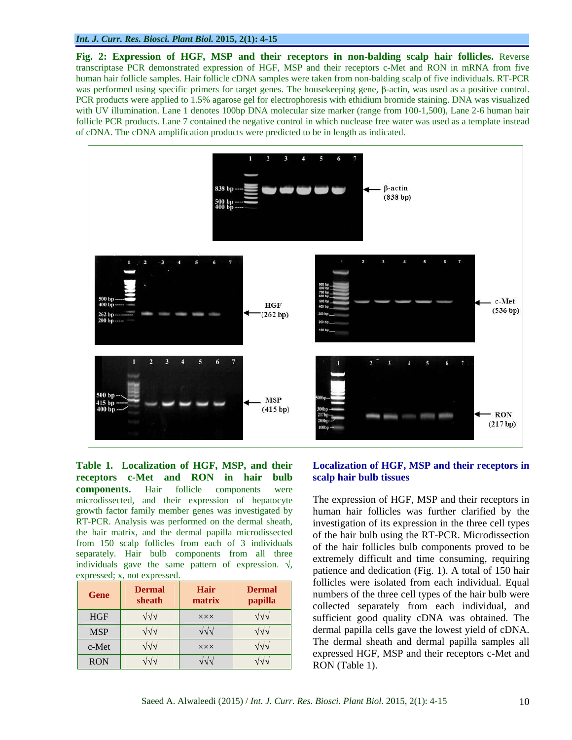**Fig. 2: Expression of HGF, MSP and their receptors in non-balding scalp hair follicles.** Reverse transcriptase PCR demonstrated expression of HGF, MSP and their receptors c-Met and RON in mRNA from five human hair follicle samples. Hair follicle cDNA samples were taken from non-balding scalp of five individuals. RT-PCR was performed using specific primers for target genes. The housekeeping gene, β-actin, was used as a positive control. PCR products were applied to 1.5% agarose gel for electrophoresis with ethidium bromide staining. DNA was visualized with UV illumination. Lane 1 denotes 100bp DNA molecular size marker (range from 100-1,500), Lane 2-6 human hair follicle PCR products. Lane 7 contained the negative control in which nuclease free water was used as a template instead of cDNA. The cDNA amplification products were predicted to be in length as indicated.

**Table 1. Localization of HGF, MSP, and their receptors c-Met and RON in hair bulb components.** Hair follicle components were microdissected, and their expression of hepatocyte growth factor family member genes was investigated by RT-PCR. Analysis was performed on the dermal sheath, the hair matrix, and the dermal papilla microdissected from 150 scalp follicles from each of 3 individuals separately. Hair bulb components from all three individuals gave the same pattern of expression. √, expressed; x, not expressed.

| Gene | Dermal sheath | Hair matrix | Dermal papilla |
|---|---|---|---|
| HGF | √√√ | ××× | √√√ |
| MSP | √√√ | √√√ | √√√ |
| c-Met | √√√ | ××× | √√√ |
| RON | √√√ | √√√ | √√√ |

## Localization of HGF, MSP and their receptors in scalp hair bulb tissues

The expression of HGF, MSP and their receptors in human hair follicles was further clarified by the investigation of its expression in the three cell types of the hair bulb using the RT-PCR. Microdissection of the hair follicles bulb components proved to be extremely difficult and time consuming, requiring patience and dedication (Fig. 1). A total of 150 hair follicles were isolated from each individual. Equal numbers of the three cell types of the hair bulb were collected separately from each individual, and sufficient good quality cDNA was obtained. The dermal papilla cells gave the lowest yield of cDNA. The dermal sheath and dermal papilla samples all expressed HGF, MSP and their receptors c-Met and RON (Table 1).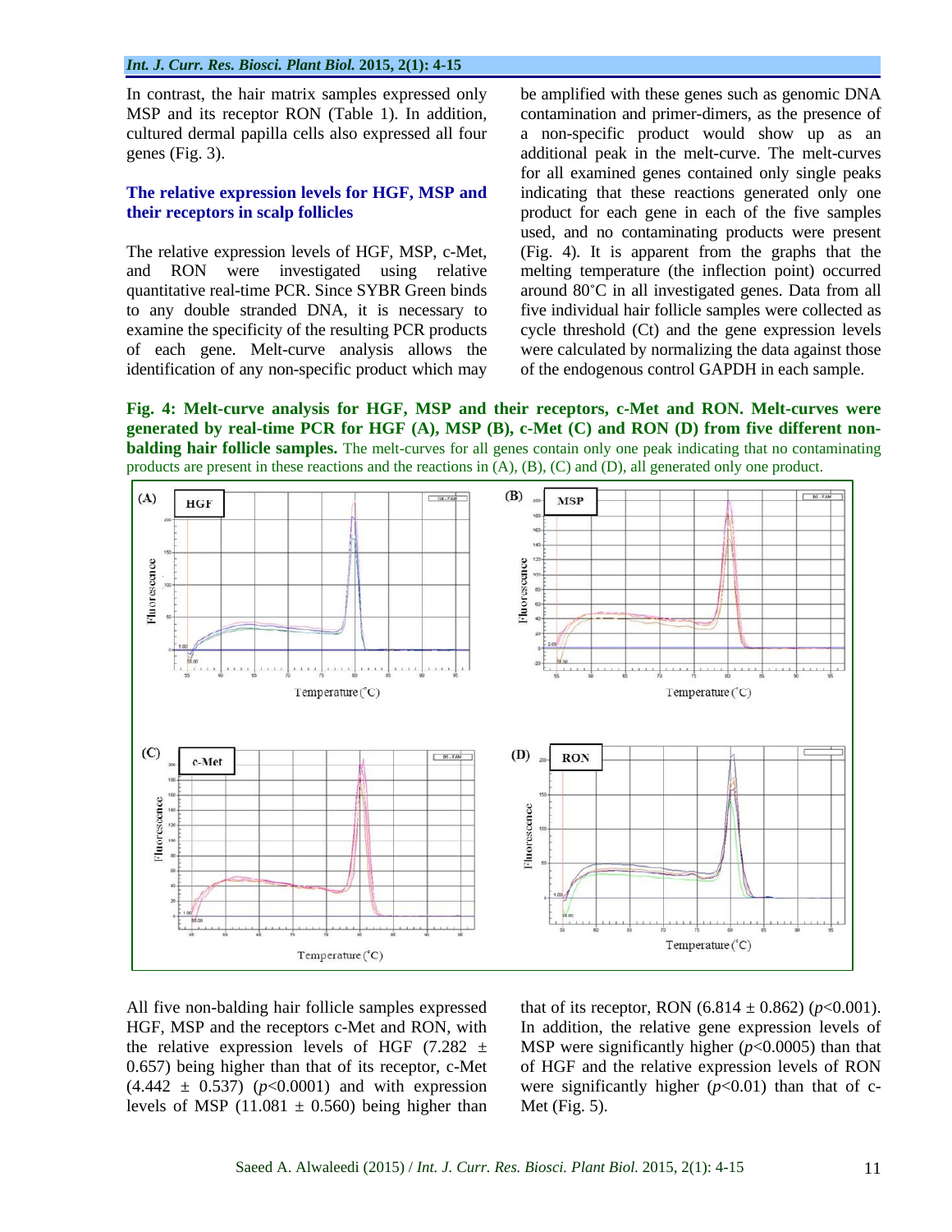In contrast, the hair matrix samples expressed only MSP and its receptor RON (Table 1). In addition, cultured dermal papilla cells also expressed all four genes (Fig. 3).

## The relative expression levels for HGF, MSP and their receptors in scalp follicles

The relative expression levels of HGF, MSP, c-Met, and RON were investigated using relative quantitative real-time PCR. Since SYBR Green binds to any double stranded DNA, it is necessary to examine the specificity of the resulting PCR products of each gene. Melt-curve analysis allows the identification of any non-specific product which may be amplified with these genes such as genomic DNA contamination and primer-dimers, as the presence of a non-specific product would show up as an additional peak in the melt-curve. The melt-curves for all examined genes contained only single peaks indicating that these reactions generated only one product for each gene in each of the five samples used, and no contaminating products were present (Fig. 4). It is apparent from the graphs that the melting temperature (the inflection point) occurred around 80°C in all investigated genes. Data from all five individual hair follicle samples were collected as cycle threshold (Ct) and the gene expression levels were calculated by normalizing the data against those of the endogenous control GAPDH in each sample.

**Fig. 4: Melt-curve analysis for HGF, MSP and their receptors, c-Met and RON. Melt-curves were generated by real-time PCR for HGF (A), MSP (B), c-Met (C) and RON (D) from five different non-balding hair follicle samples.** The melt-curves for all genes contain only one peak indicating that no contaminating products are present in these reactions and the reactions in (A), (B), (C) and (D), all generated only one product.

All five non-balding hair follicle samples expressed HGF, MSP and the receptors c-Met and RON, with the relative expression levels of HGF (7.282 ± 0.657) being higher than that of its receptor, c-Met (4.442 ± 0.537) ($p$<0.0001) and with expression levels of MSP (11.081 ± 0.560) being higher than that of its receptor, RON (6.814 ± 0.862) ($p$<0.001). In addition, the relative gene expression levels of MSP were significantly higher ($p$<0.0005) than that of HGF and the relative expression levels of RON were significantly higher ($p$<0.01) than that of c-Met (Fig. 5).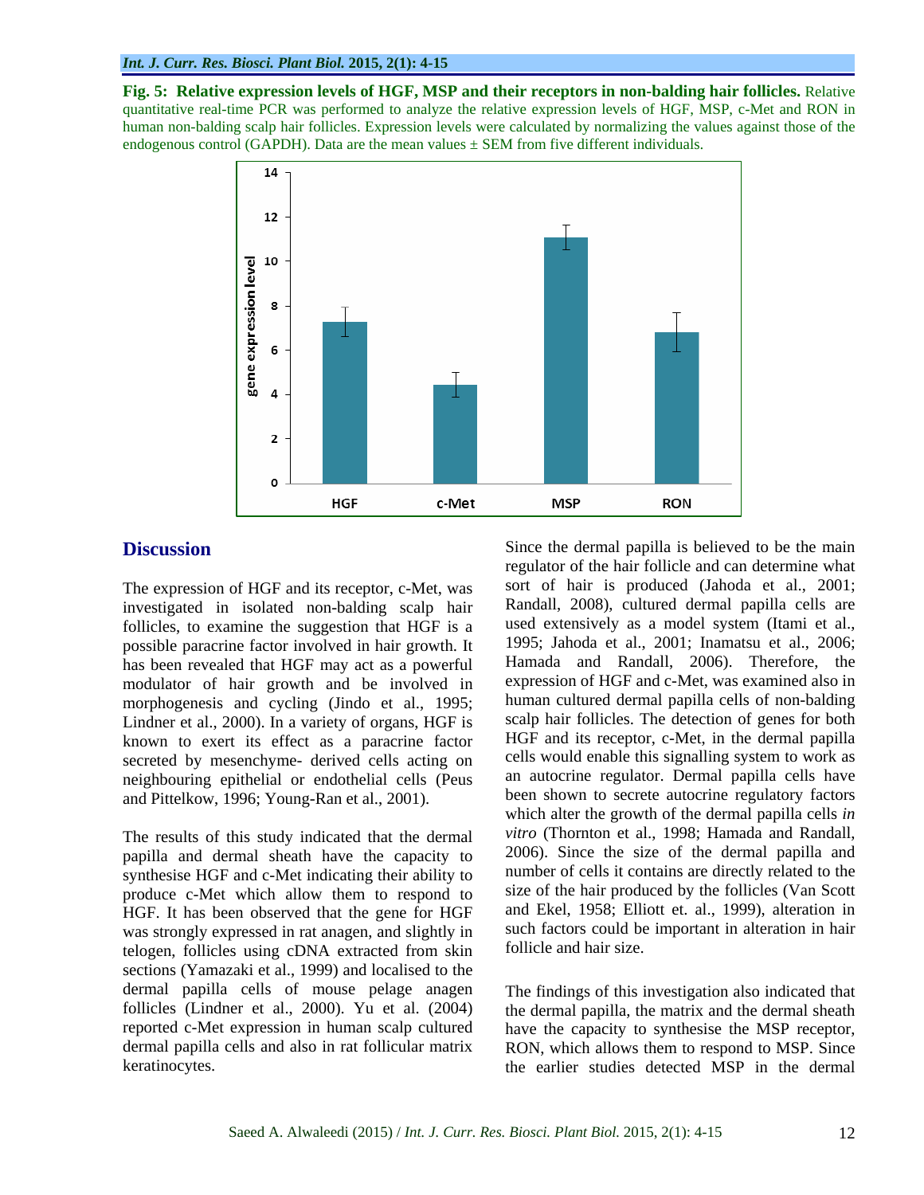**Fig. 5: Relative expression levels of HGF, MSP and their receptors in non-balding hair follicles.** Relative quantitative real-time PCR was performed to analyze the relative expression levels of HGF, MSP, c-Met and RON in human non-balding scalp hair follicles. Expression levels were calculated by normalizing the values against those of the endogenous control (GAPDH). Data are the mean values ± SEM from five different individuals.

## Discussion

The expression of HGF and its receptor, c-Met, was investigated in isolated non-balding scalp hair follicles, to examine the suggestion that HGF is a possible paracrine factor involved in hair growth. It has been revealed that HGF may act as a powerful modulator of hair growth and be involved in morphogenesis and cycling (Jindo et al., 1995; Lindner et al., 2000). In a variety of organs, HGF is known to exert its effect as a paracrine factor secreted by mesenchyme- derived cells acting on neighbouring epithelial or endothelial cells (Peus and Pittelkow, 1996; Young-Ran et al., 2001).

The results of this study indicated that the dermal papilla and dermal sheath have the capacity to synthesise HGF and c-Met indicating their ability to produce c-Met which allow them to respond to HGF. It has been observed that the gene for HGF was strongly expressed in rat anagen, and slightly in telogen, follicles using cDNA extracted from skin sections (Yamazaki et al., 1999) and localised to the dermal papilla cells of mouse pelage anagen follicles (Lindner et al., 2000). Yu et al. (2004) reported c-Met expression in human scalp cultured dermal papilla cells and also in rat follicular matrix keratinocytes.

Since the dermal papilla is believed to be the main regulator of the hair follicle and can determine what sort of hair is produced (Jahoda et al., 2001; Randall, 2008), cultured dermal papilla cells are used extensively as a model system (Itami et al., 1995; Jahoda et al., 2001; Inamatsu et al., 2006; Hamada and Randall, 2006). Therefore, the expression of HGF and c-Met, was examined also in human cultured dermal papilla cells of non-balding scalp hair follicles. The detection of genes for both HGF and its receptor, c-Met, in the dermal papilla cells would enable this signalling system to work as an autocrine regulator. Dermal papilla cells have been shown to secrete autocrine regulatory factors which alter the growth of the dermal papilla cells *in vitro* (Thornton et al., 1998; Hamada and Randall, 2006). Since the size of the dermal papilla and number of cells it contains are directly related to the size of the hair produced by the follicles (Van Scott and Ekel, 1958; Elliott et. al., 1999), alteration in such factors could be important in alteration in hair follicle and hair size.

The findings of this investigation also indicated that the dermal papilla, the matrix and the dermal sheath have the capacity to synthesise the MSP receptor, RON, which allows them to respond to MSP. Since the earlier studies detected MSP in the dermal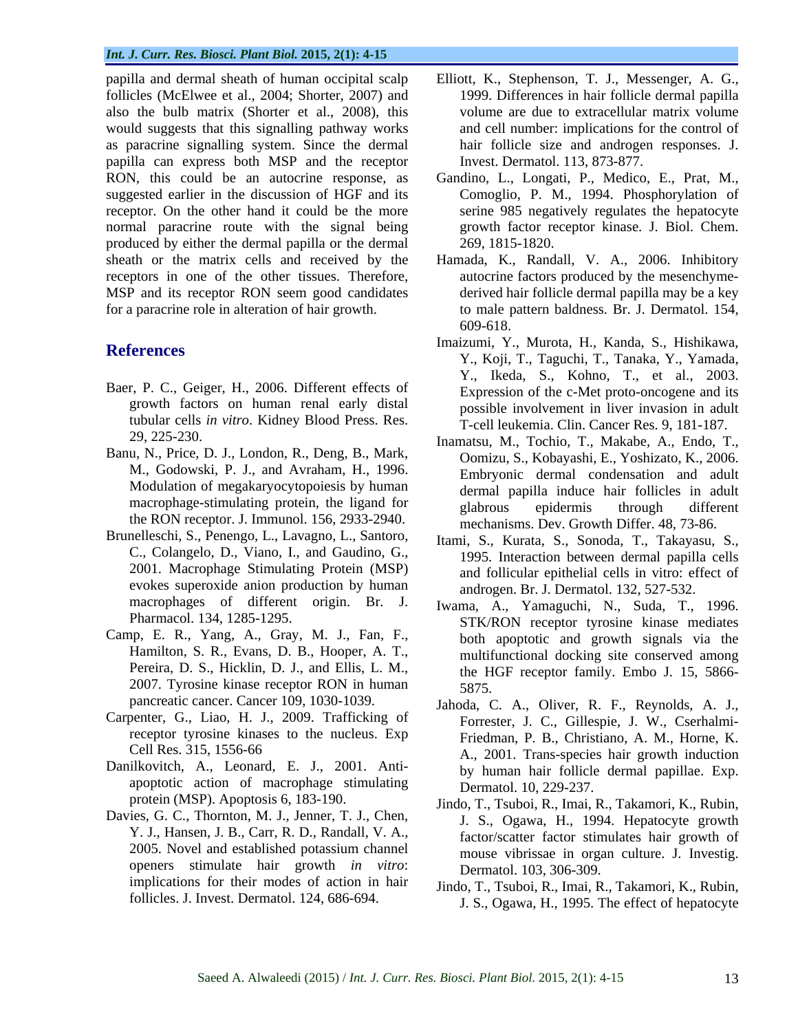papilla and dermal sheath of human occipital scalp follicles (McElwee et al., 2004; Shorter, 2007) and also the bulb matrix (Shorter et al., 2008), this would suggest that this signalling pathway works as paracrine signalling system. Since the dermal papilla can express both MSP and the receptor RON, this could be an autocrine response, as suggested earlier in the discussion of HGF and its receptor. On the other hand it could be the more normal paracrine route with the signal being produced by either the dermal papilla or the dermal sheath or the matrix cells and received by the receptors in one of the other tissues. Therefore, MSP and its receptor RON seem good candidates for a paracrine role in alteration of hair growth.

## References

Baer, P. C., Geiger, H., 2006. Different effects of growth factors on human renal early distal tubular cells *in vitro*. Kidney Blood Press. Res. 29, 225-230.

Banu, N., Price, D. J., London, R., Deng, B., Mark, M., Godowski, P. J., and Avraham, H., 1996. Modulation of megakaryocytopoiesis by human macrophage-stimulating protein, the ligand for the RON receptor. J. Immunol. 156, 2933-2940.

Brunelleschi, S., Penengo, L., Lavagno, L., Santoro, C., Colangelo, D., Viano, I., and Gaudino, G., 2001. Macrophage Stimulating Protein (MSP) evokes superoxide anion production by human macrophages of different origin. Br. J. Pharmacol. 134, 1285-1295.

Camp, E. R., Yang, A., Gray, M. J., Fan, F., Hamilton, S. R., Evans, D. B., Hooper, A. T., Pereira, D. S., Hicklin, D. J., and Ellis, L. M., 2007. Tyrosine kinase receptor RON in human pancreatic cancer. Cancer 109, 1030-1039.

Carpenter, G., Liao, H. J., 2009. Trafficking of receptor tyrosine kinases to the nucleus. Exp Cell Res. 315, 1556-66

Danilkovitch, A., Leonard, E. J., 2001. Anti-apoptotic action of macrophage stimulating protein (MSP). Apoptosis 6, 183-190.

Davies, G. C., Thornton, M. J., Jenner, T. J., Chen, Y. J., Hansen, J. B., Carr, R. D., Randall, V. A., 2005. Novel and established potassium channel openers stimulate hair growth *in vitro*: implications for their modes of action in hair follicles. J. Invest. Dermatol. 124, 686-694.

Elliott, K., Stephenson, T. J., Messenger, A. G., 1999. Differences in hair follicle dermal papilla volume are due to extracellular matrix volume and cell number: implications for the control of hair follicle size and androgen responses. J. Invest. Dermatol. 113, 873-877.

Gandino, L., Longati, P., Medico, E., Prat, M., Comoglio, P. M., 1994. Phosphorylation of serine 985 negatively regulates the hepatocyte growth factor receptor kinase. J. Biol. Chem. 269, 1815-1820.

Hamada, K., Randall, V. A., 2006. Inhibitory autocrine factors produced by the mesenchyme-derived hair follicle dermal papilla may be a key to male pattern baldness. Br. J. Dermatol. 154, 609-618.

Imaizumi, Y., Murota, H., Kanda, S., Hishikawa, Y., Koji, T., Taguchi, T., Tanaka, Y., Yamada, Y., Ikeda, S., Kohno, T., et al., 2003. Expression of the c-Met proto-oncogene and its possible involvement in liver invasion in adult T-cell leukemia. Clin. Cancer Res. 9, 181-187.

Inamatsu, M., Tochio, T., Makabe, A., Endo, T., Oomizu, S., Kobayashi, E., Yoshizato, K., 2006. Embryonic dermal condensation and adult dermal papilla induce hair follicles in adult glabrous epidermis through different mechanisms. Dev. Growth Differ. 48, 73-86.

Itami, S., Kurata, S., Sonoda, T., Takayasu, S., 1995. Interaction between dermal papilla cells and follicular epithelial cells in vitro: effect of androgen. Br. J. Dermatol. 132, 527-532.

Iwama, A., Yamaguchi, N., Suda, T., 1996. STK/RON receptor tyrosine kinase mediates both apoptotic and growth signals via the multifunctional docking site conserved among the HGF receptor family. Embo J. 15, 5866-5875.

Jahoda, C. A., Oliver, R. F., Reynolds, A. J., Forrester, J. C., Gillespie, J. W., Cserhalmi-Friedman, P. B., Christiano, A. M., Horne, K. A., 2001. Trans-species hair growth induction by human hair follicle dermal papillae. Exp. Dermatol. 10, 229-237.

Jindo, T., Tsuboi, R., Imai, R., Takamori, K., Rubin, J. S., Ogawa, H., 1994. Hepatocyte growth factor/scatter factor stimulates hair growth of mouse vibrissae in organ culture. J. Investig. Dermatol. 103, 306-309.

Jindo, T., Tsuboi, R., Imai, R., Takamori, K., Rubin, J. S., Ogawa, H., 1995. The effect of hepatocyte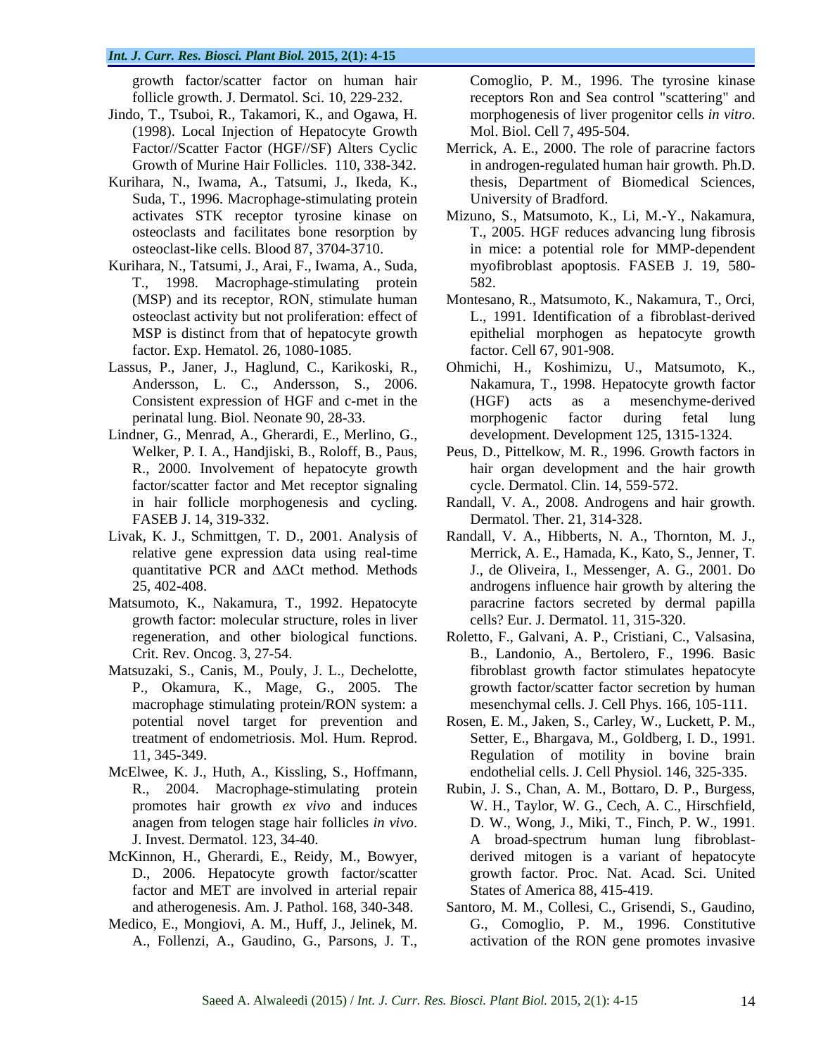growth factor/scatter factor on human hair follicle growth. J. Dermatol. Sci. 10, 229-232.

Jindo, T., Tsuboi, R., Takamori, K., and Ogawa, H. (1998). Local Injection of Hepatocyte Growth Factor//Scatter Factor (HGF//SF) Alters Cyclic Growth of Murine Hair Follicles. 110, 338-342.

Kurihara, N., Iwama, A., Tatsumi, J., Ikeda, K., Suda, T., 1996. Macrophage-stimulating protein activates STK receptor tyrosine kinase on osteoclasts and facilitates bone resorption by osteoclast-like cells. Blood 87, 3704-3710.

Kurihara, N., Tatsumi, J., Arai, F., Iwama, A., Suda, T., 1998. Macrophage-stimulating protein (MSP) and its receptor, RON, stimulate human osteoclast activity but not proliferation: effect of MSP is distinct from that of hepatocyte growth factor. Exp. Hematol. 26, 1080-1085.

Lassus, P., Janer, J., Haglund, C., Karikoski, R., Andersson, L. C., Andersson, S., 2006. Consistent expression of HGF and c-met in the perinatal lung. Biol. Neonate 90, 28-33.

Lindner, G., Menrad, A., Gherardi, E., Merlino, G., Welker, P. I. A., Handjiski, B., Roloff, B., Paus, R., 2000. Involvement of hepatocyte growth factor/scatter factor and Met receptor signaling in hair follicle morphogenesis and cycling. FASEB J. 14, 319-332.

Livak, K. J., Schmittgen, T. D., 2001. Analysis of relative gene expression data using real-time quantitative PCR and ΔΔCt method. Methods 25, 402-408.

Matsumoto, K., Nakamura, T., 1992. Hepatocyte growth factor: molecular structure, roles in liver regeneration, and other biological functions. Crit. Rev. Oncog. 3, 27-54.

Matsuzaki, S., Canis, M., Pouly, J. L., Dechelotte, P., Okamura, K., Mage, G., 2005. The macrophage stimulating protein/RON system: a potential novel target for prevention and treatment of endometriosis. Mol. Hum. Reprod. 11, 345-349.

McElwee, K. J., Huth, A., Kissling, S., Hoffmann, R., 2004. Macrophage-stimulating protein promotes hair growth *ex vivo* and induces anagen from telogen stage hair follicles *in vivo*. J. Invest. Dermatol. 123, 34-40.

McKinnon, H., Gherardi, E., Reidy, M., Bowyer, D., 2006. Hepatocyte growth factor/scatter factor and MET are involved in arterial repair and atherogenesis. Am. J. Pathol. 168, 340-348.

Medico, E., Mongiovi, A. M., Huff, J., Jelinek, M. A., Follenzi, A., Gaudino, G., Parsons, J. T., Comoglio, P. M., 1996. The tyrosine kinase receptors Ron and Sea control "scattering" and morphogenesis of liver progenitor cells *in vitro*. Mol. Biol. Cell 7, 495-504.

Merrick, A. E., 2000. The role of paracrine factors in androgen-regulated human hair growth. Ph.D. thesis, Department of Biomedical Sciences, University of Bradford.

Mizuno, S., Matsumoto, K., Li, M.-Y., Nakamura, T., 2005. HGF reduces advancing lung fibrosis in mice: a potential role for MMP-dependent myofibroblast apoptosis. FASEB J. 19, 580-582.

Montesano, R., Matsumoto, K., Nakamura, T., Orci, L., 1991. Identification of a fibroblast-derived epithelial morphogen as hepatocyte growth factor. Cell 67, 901-908.

Ohmichi, H., Koshimizu, U., Matsumoto, K., Nakamura, T., 1998. Hepatocyte growth factor (HGF) acts as a mesenchyme-derived morphogenic factor during fetal lung development. Development 125, 1315-1324.

Peus, D., Pittelkow, M. R., 1996. Growth factors in hair organ development and the hair growth cycle. Dermatol. Clin. 14, 559-572.

Randall, V. A., 2008. Androgens and hair growth. Dermatol. Ther. 21, 314-328.

Randall, V. A., Hibberts, N. A., Thornton, M. J., Merrick, A. E., Hamada, K., Kato, S., Jenner, T. J., de Oliveira, I., Messenger, A. G., 2001. Do androgens influence hair growth by altering the paracrine factors secreted by dermal papilla cells? Eur. J. Dermatol. 11, 315-320.

Roletto, F., Galvani, A. P., Cristiani, C., Valsasina, B., Landonio, A., Bertolero, F., 1996. Basic fibroblast growth factor stimulates hepatocyte growth factor/scatter factor secretion by human mesenchymal cells. J. Cell Phys. 166, 105-111.

Rosen, E. M., Jaken, S., Carley, W., Luckett, P. M., Setter, E., Bhargava, M., Goldberg, I. D., 1991. Regulation of motility in bovine brain endothelial cells. J. Cell Physiol. 146, 325-335.

Rubin, J. S., Chan, A. M., Bottaro, D. P., Burgess, W. H., Taylor, W. G., Cech, A. C., Hirschfield, D. W., Wong, J., Miki, T., Finch, P. W., 1991. A broad-spectrum human lung fibroblast-derived mitogen is a variant of hepatocyte growth factor. Proc. Nat. Acad. Sci. United States of America 88, 415-419.

Santoro, M. M., Collesi, C., Grisendi, S., Gaudino, G., Comoglio, P. M., 1996. Constitutive activation of the RON gene promotes invasive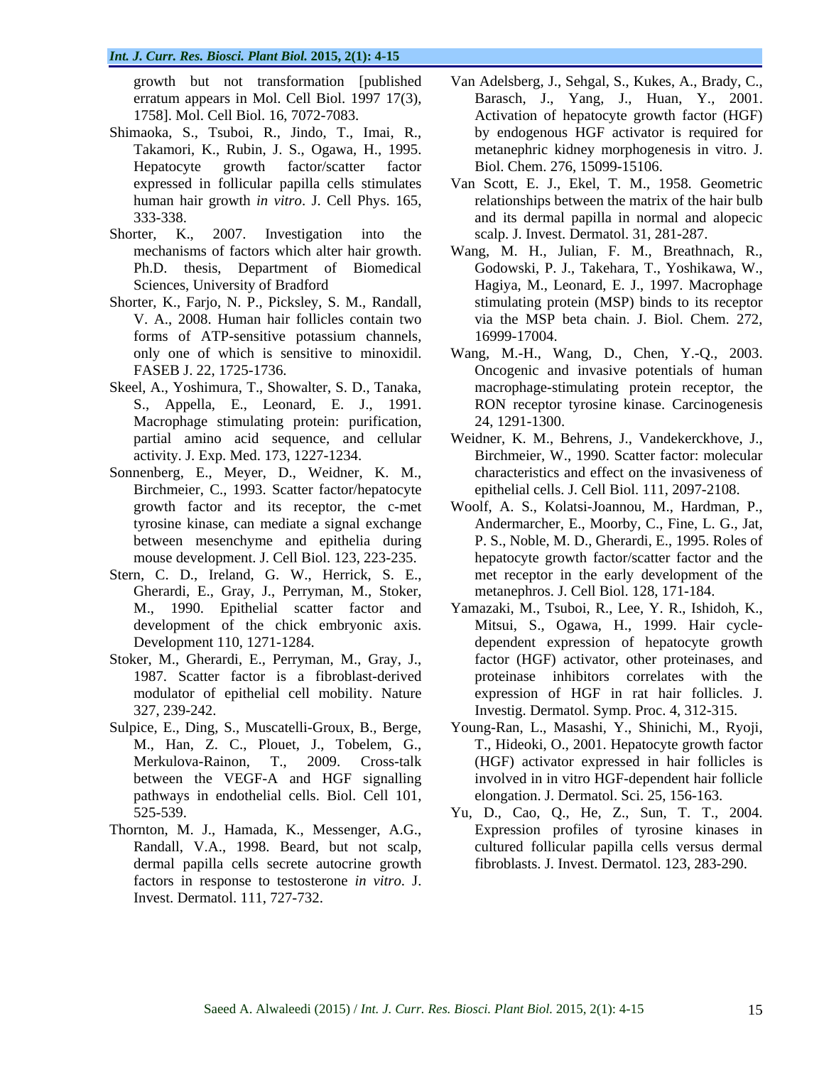growth but not transformation [published erratum appears in Mol. Cell Biol. 1997 17(3), 1758]. Mol. Cell Biol. 16, 7072-7083.

Shimaoka, S., Tsuboi, R., Jindo, T., Imai, R., Takamori, K., Rubin, J. S., Ogawa, H., 1995. Hepatocyte growth factor/scatter factor expressed in follicular papilla cells stimulates human hair growth *in vitro*. J. Cell Phys. 165, 333-338.

Shorter, K., 2007. Investigation into the mechanisms of factors which alter hair growth. Ph.D. thesis, Department of Biomedical Sciences, University of Bradford

Shorter, K., Farjo, N. P., Picksley, S. M., Randall, V. A., 2008. Human hair follicles contain two forms of ATP-sensitive potassium channels, only one of which is sensitive to minoxidil. FASEB J. 22, 1725-1736.

Skeel, A., Yoshimura, T., Showalter, S. D., Tanaka, S., Appella, E., Leonard, E. J., 1991. Macrophage stimulating protein: purification, partial amino acid sequence, and cellular activity. J. Exp. Med. 173, 1227-1234.

Sonnenberg, E., Meyer, D., Weidner, K. M., Birchmeier, C., 1993. Scatter factor/hepatocyte growth factor and its receptor, the c-met tyrosine kinase, can mediate a signal exchange between mesenchyme and epithelia during mouse development. J. Cell Biol. 123, 223-235.

Stern, C. D., Ireland, G. W., Herrick, S. E., Gherardi, E., Gray, J., Perryman, M., Stoker, M., 1990. Epithelial scatter factor and development of the chick embryonic axis. Development 110, 1271-1284.

Stoker, M., Gherardi, E., Perryman, M., Gray, J., 1987. Scatter factor is a fibroblast-derived modulator of epithelial cell mobility. Nature 327, 239-242.

Sulpice, E., Ding, S., Muscatelli-Groux, B., Berge, M., Han, Z. C., Plouet, J., Tobelem, G., Merkulova-Rainon, T., 2009. Cross-talk between the VEGF-A and HGF signalling pathways in endothelial cells. Biol. Cell 101, 525-539.

Thornton, M. J., Hamada, K., Messenger, A.G., Randall, V.A., 1998. Beard, but not scalp, dermal papilla cells secrete autocrine growth factors in response to testosterone *in vitro*. J. Invest. Dermatol. 111, 727-732.

Van Adelsberg, J., Sehgal, S., Kukes, A., Brady, C., Barasch, J., Yang, J., Huan, Y., 2001. Activation of hepatocyte growth factor (HGF) by endogenous HGF activator is required for metanephric kidney morphogenesis in vitro. J. Biol. Chem. 276, 15099-15106.

Van Scott, E. J., Ekel, T. M., 1958. Geometric relationships between the matrix of the hair bulb and its dermal papilla in normal and alopecic scalp. J. Invest. Dermatol. 31, 281-287.

Wang, M. H., Julian, F. M., Breathnach, R., Godowski, P. J., Takehara, T., Yoshikawa, W., Hagiya, M., Leonard, E. J., 1997. Macrophage stimulating protein (MSP) binds to its receptor via the MSP beta chain. J. Biol. Chem. 272, 16999-17004.

Wang, M.-H., Wang, D., Chen, Y.-Q., 2003. Oncogenic and invasive potentials of human macrophage-stimulating protein receptor, the RON receptor tyrosine kinase. Carcinogenesis 24, 1291-1300.

Weidner, K. M., Behrens, J., Vandekerckhove, J., Birchmeier, W., 1990. Scatter factor: molecular characteristics and effect on the invasiveness of epithelial cells. J. Cell Biol. 111, 2097-2108.

Woolf, A. S., Kolatsi-Joannou, M., Hardman, P., Andermarcher, E., Moorby, C., Fine, L. G., Jat, P. S., Noble, M. D., Gherardi, E., 1995. Roles of hepatocyte growth factor/scatter factor and the met receptor in the early development of the metanephros. J. Cell Biol. 128, 171-184.

Yamazaki, M., Tsuboi, R., Lee, Y. R., Ishidoh, K., Mitsui, S., Ogawa, H., 1999. Hair cycle-dependent expression of hepatocyte growth factor (HGF) activator, other proteinases, and proteinase inhibitors correlates with the expression of HGF in rat hair follicles. J. Investig. Dermatol. Symp. Proc. 4, 312-315.

Young-Ran, L., Masashi, Y., Shinichi, M., Ryoji, T., Hideoki, O., 2001. Hepatocyte growth factor (HGF) activator expressed in hair follicles is involved in in vitro HGF-dependent hair follicle elongation. J. Dermatol. Sci. 25, 156-163.

Yu, D., Cao, Q., He, Z., Sun, T. T., 2004. Expression profiles of tyrosine kinases in cultured follicular papilla cells versus dermal fibroblasts. J. Invest. Dermatol. 123, 283-290.